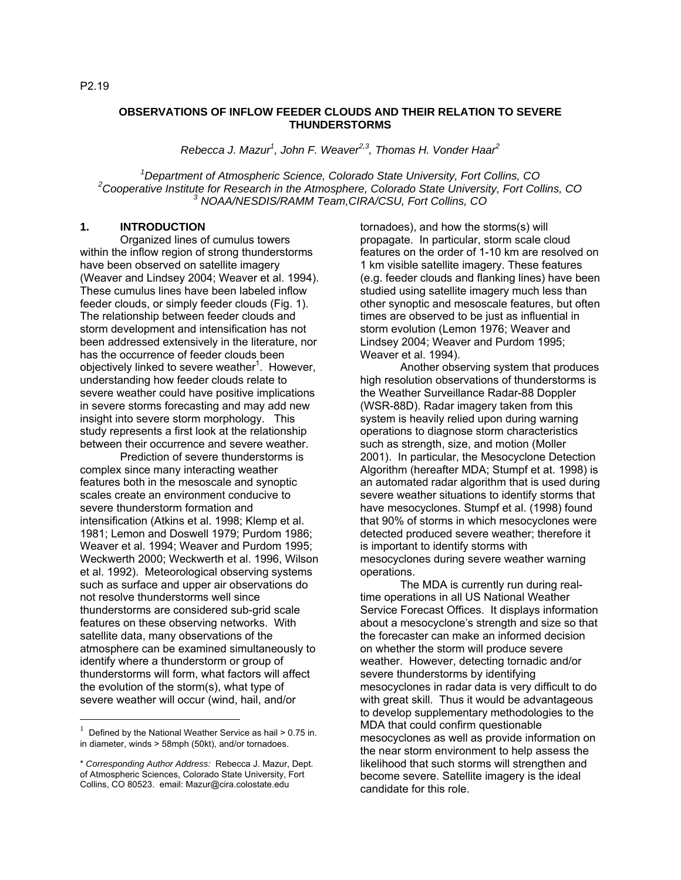P2.19

# OBSERVATIONS OF INFLOW FEEDER CLOUDS AND THEIR RELATION TO SEVERE THUNDERSTORMS

*Rebecca J. Mazur[1], John F. Weaver[2,3], Thomas H. Vonder Haar[2]*

*[1]Department of Atmospheric Science, Colorado State University, Fort Collins, CO*
*[2]Cooperative Institute for Research in the Atmosphere, Colorado State University, Fort Collins, CO*
*[3] NOAA/NESDIS/RAMM Team,CIRA/CSU, Fort Collins, CO*

## 1. INTRODUCTION

Organized lines of cumulus towers within the inflow region of strong thunderstorms have been observed on satellite imagery (Weaver and Lindsey 2004; Weaver et al. 1994). These cumulus lines have been labeled inflow feeder clouds, or simply feeder clouds (Fig. 1). The relationship between feeder clouds and storm development and intensification has not been addressed extensively in the literature, nor has the occurrence of feeder clouds been objectively linked to severe weather[1]. However, understanding how feeder clouds relate to severe weather could have positive implications in severe storms forecasting and may add new insight into severe storm morphology. This study represents a first look at the relationship between their occurrence and severe weather.

Prediction of severe thunderstorms is complex since many interacting weather features both in the mesoscale and synoptic scales create an environment conducive to severe thunderstorm formation and intensification (Atkins et al. 1998; Klemp et al. 1981; Lemon and Doswell 1979; Purdom 1986; Weaver et al. 1994; Weaver and Purdom 1995; Weckwerth 2000; Weckwerth et al. 1996, Wilson et al. 1992). Meteorological observing systems such as surface and upper air observations do not resolve thunderstorms well since thunderstorms are considered sub-grid scale features on these observing networks. With satellite data, many observations of the atmosphere can be examined simultaneously to identify where a thunderstorm or group of thunderstorms will form, what factors will affect the evolution of the storm(s), what type of severe weather will occur (wind, hail, and/or tornadoes), and how the storms(s) will propagate. In particular, storm scale cloud features on the order of 1-10 km are resolved on 1 km visible satellite imagery. These features (e.g. feeder clouds and flanking lines) have been studied using satellite imagery much less than other synoptic and mesoscale features, but often times are observed to be just as influential in storm evolution (Lemon 1976; Weaver and Lindsey 2004; Weaver and Purdom 1995; Weaver et al. 1994).

Another observing system that produces high resolution observations of thunderstorms is the Weather Surveillance Radar-88 Doppler (WSR-88D). Radar imagery taken from this system is heavily relied upon during warning operations to diagnose storm characteristics such as strength, size, and motion (Moller 2001). In particular, the Mesocyclone Detection Algorithm (hereafter MDA; Stumpf et at. 1998) is an automated radar algorithm that is used during severe weather situations to identify storms that have mesocyclones. Stumpf et al. (1998) found that 90% of storms in which mesocyclones were detected produced severe weather; therefore it is important to identify storms with mesocyclones during severe weather warning operations.

The MDA is currently run during real-time operations in all US National Weather Service Forecast Offices. It displays information about a mesocyclone's strength and size so that the forecaster can make an informed decision on whether the storm will produce severe weather. However, detecting tornadic and/or severe thunderstorms by identifying mesocyclones in radar data is very difficult to do with great skill. Thus it would be advantageous to develop supplementary methodologies to the MDA that could confirm questionable mesocyclones as well as provide information on the near storm environment to help assess the likelihood that such storms will strengthen and become severe. Satellite imagery is the ideal candidate for this role.

---

[1] Defined by the National Weather Service as hail > 0.75 in. in diameter, winds > 58mph (50kt), and/or tornadoes.

\* *Corresponding Author Address:* Rebecca J. Mazur, Dept. of Atmospheric Sciences, Colorado State University, Fort Collins, CO 80523. email: Mazur@cira.colostate.edu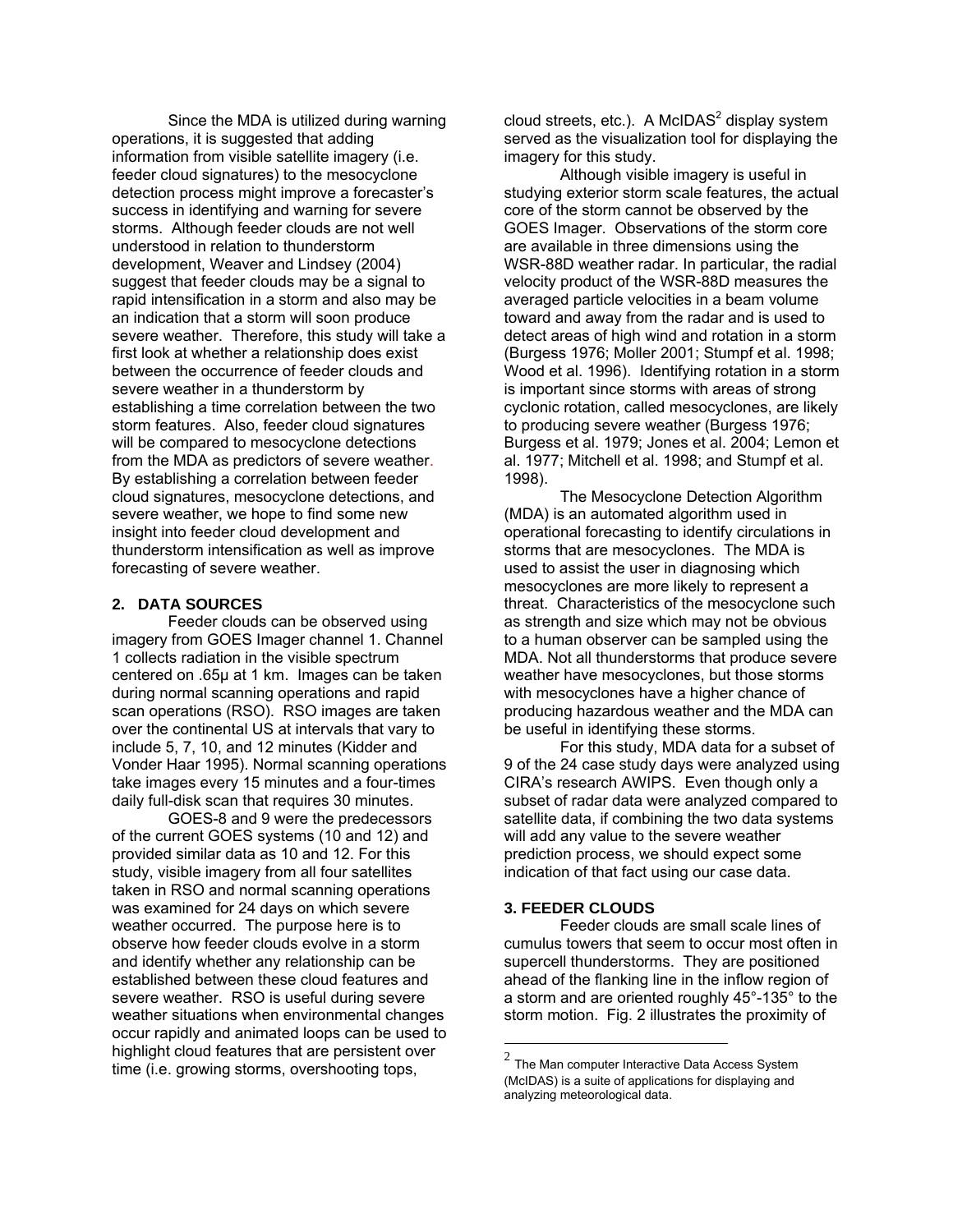Since the MDA is utilized during warning operations, it is suggested that adding information from visible satellite imagery (i.e. feeder cloud signatures) to the mesocyclone detection process might improve a forecaster's success in identifying and warning for severe storms. Although feeder clouds are not well understood in relation to thunderstorm development, Weaver and Lindsey (2004) suggest that feeder clouds may be a signal to rapid intensification in a storm and also may be an indication that a storm will soon produce severe weather. Therefore, this study will take a first look at whether a relationship does exist between the occurrence of feeder clouds and severe weather in a thunderstorm by establishing a time correlation between the two storm features. Also, feeder cloud signatures will be compared to mesocyclone detections from the MDA as predictors of severe weather. By establishing a correlation between feeder cloud signatures, mesocyclone detections, and severe weather, we hope to find some new insight into feeder cloud development and thunderstorm intensification as well as improve forecasting of severe weather.

## 2. DATA SOURCES

Feeder clouds can be observed using imagery from GOES Imager channel 1. Channel 1 collects radiation in the visible spectrum centered on .65μ at 1 km. Images can be taken during normal scanning operations and rapid scan operations (RSO). RSO images are taken over the continental US at intervals that vary to include 5, 7, 10, and 12 minutes (Kidder and Vonder Haar 1995). Normal scanning operations take images every 15 minutes and a four-times daily full-disk scan that requires 30 minutes.

GOES-8 and 9 were the predecessors of the current GOES systems (10 and 12) and provided similar data as 10 and 12. For this study, visible imagery from all four satellites taken in RSO and normal scanning operations was examined for 24 days on which severe weather occurred. The purpose here is to observe how feeder clouds evolve in a storm and identify whether any relationship can be established between these cloud features and severe weather. RSO is useful during severe weather situations when environmental changes occur rapidly and animated loops can be used to highlight cloud features that are persistent over time (i.e. growing storms, overshooting tops, cloud streets, etc.). A McIDAS[2] display system served as the visualization tool for displaying the imagery for this study.

Although visible imagery is useful in studying exterior storm scale features, the actual core of the storm cannot be observed by the GOES Imager. Observations of the storm core are available in three dimensions using the WSR-88D weather radar. In particular, the radial velocity product of the WSR-88D measures the averaged particle velocities in a beam volume toward and away from the radar and is used to detect areas of high wind and rotation in a storm (Burgess 1976; Moller 2001; Stumpf et al. 1998; Wood et al. 1996). Identifying rotation in a storm is important since storms with areas of strong cyclonic rotation, called mesocyclones, are likely to producing severe weather (Burgess 1976; Burgess et al. 1979; Jones et al. 2004; Lemon et al. 1977; Mitchell et al. 1998; and Stumpf et al. 1998).

The Mesocyclone Detection Algorithm (MDA) is an automated algorithm used in operational forecasting to identify circulations in storms that are mesocyclones. The MDA is used to assist the user in diagnosing which mesocyclones are more likely to represent a threat. Characteristics of the mesocyclone such as strength and size which may not be obvious to a human observer can be sampled using the MDA. Not all thunderstorms that produce severe weather have mesocyclones, but those storms with mesocyclones have a higher chance of producing hazardous weather and the MDA can be useful in identifying these storms.

For this study, MDA data for a subset of 9 of the 24 case study days were analyzed using CIRA's research AWIPS. Even though only a subset of radar data were analyzed compared to satellite data, if combining the two data systems will add any value to the severe weather prediction process, we should expect some indication of that fact using our case data.

## 3. FEEDER CLOUDS

Feeder clouds are small scale lines of cumulus towers that seem to occur most often in supercell thunderstorms. They are positioned ahead of the flanking line in the inflow region of a storm and are oriented roughly 45°-135° to the storm motion. Fig. 2 illustrates the proximity of

[2] The Man computer Interactive Data Access System (McIDAS) is a suite of applications for displaying and analyzing meteorological data.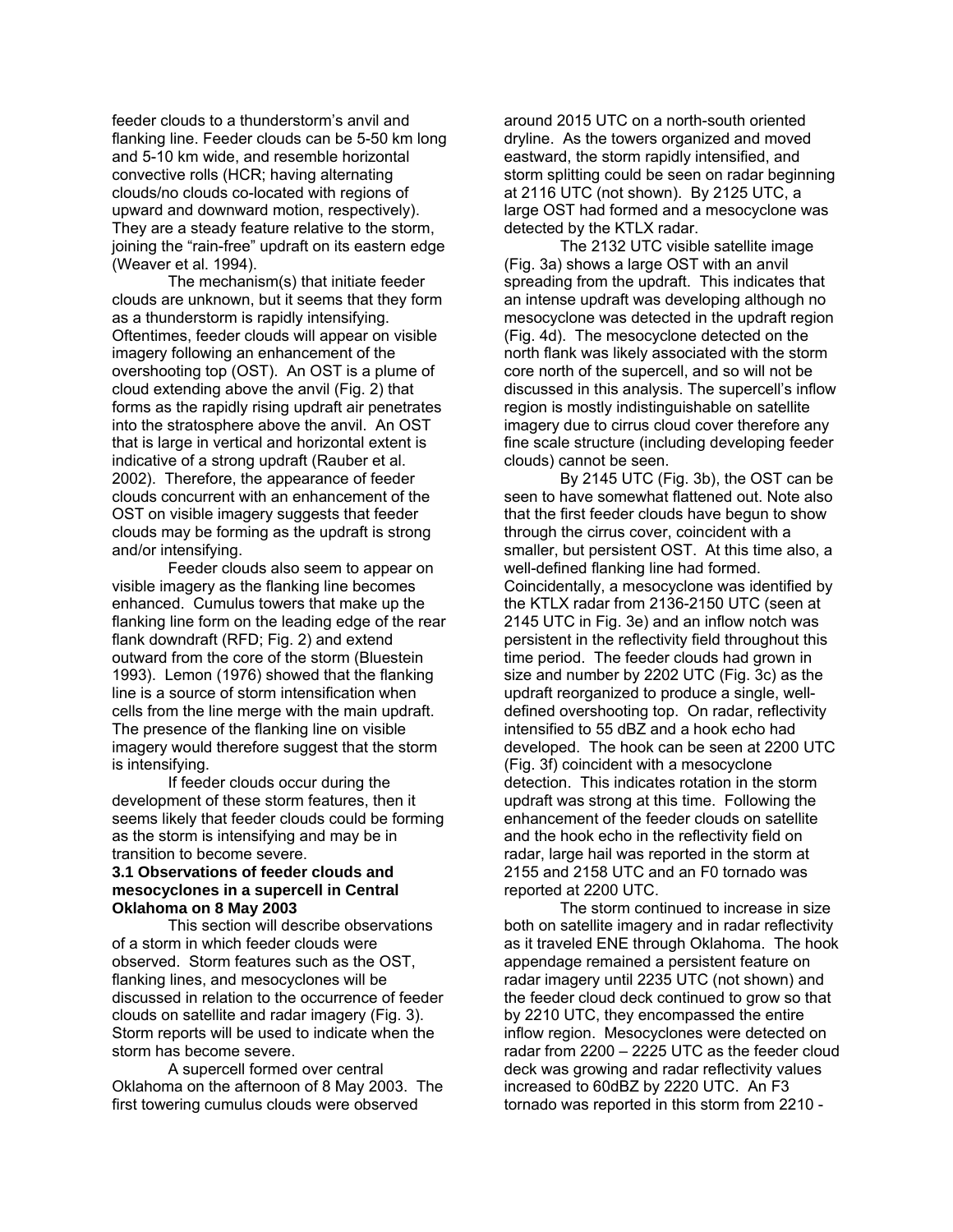feeder clouds to a thunderstorm's anvil and flanking line. Feeder clouds can be 5-50 km long and 5-10 km wide, and resemble horizontal convective rolls (HCR; having alternating clouds/no clouds co-located with regions of upward and downward motion, respectively). They are a steady feature relative to the storm, joining the "rain-free" updraft on its eastern edge (Weaver et al. 1994).

The mechanism(s) that initiate feeder clouds are unknown, but it seems that they form as a thunderstorm is rapidly intensifying. Oftentimes, feeder clouds will appear on visible imagery following an enhancement of the overshooting top (OST). An OST is a plume of cloud extending above the anvil (Fig. 2) that forms as the rapidly rising updraft air penetrates into the stratosphere above the anvil. An OST that is large in vertical and horizontal extent is indicative of a strong updraft (Rauber et al. 2002). Therefore, the appearance of feeder clouds concurrent with an enhancement of the OST on visible imagery suggests that feeder clouds may be forming as the updraft is strong and/or intensifying.

Feeder clouds also seem to appear on visible imagery as the flanking line becomes enhanced. Cumulus towers that make up the flanking line form on the leading edge of the rear flank downdraft (RFD; Fig. 2) and extend outward from the core of the storm (Bluestein 1993). Lemon (1976) showed that the flanking line is a source of storm intensification when cells from the line merge with the main updraft. The presence of the flanking line on visible imagery would therefore suggest that the storm is intensifying.

If feeder clouds occur during the development of these storm features, then it seems likely that feeder clouds could be forming as the storm is intensifying and may be in transition to become severe.

### 3.1 Observations of feeder clouds and mesocyclones in a supercell in Central Oklahoma on 8 May 2003

This section will describe observations of a storm in which feeder clouds were observed. Storm features such as the OST, flanking lines, and mesocyclones will be discussed in relation to the occurrence of feeder clouds on satellite and radar imagery (Fig. 3). Storm reports will be used to indicate when the storm has become severe.

A supercell formed over central Oklahoma on the afternoon of 8 May 2003. The first towering cumulus clouds were observed around 2015 UTC on a north-south oriented dryline. As the towers organized and moved eastward, the storm rapidly intensified, and storm splitting could be seen on radar beginning at 2116 UTC (not shown). By 2125 UTC, a large OST had formed and a mesocyclone was detected by the KTLX radar.

The 2132 UTC visible satellite image (Fig. 3a) shows a large OST with an anvil spreading from the updraft. This indicates that an intense updraft was developing although no mesocyclone was detected in the updraft region (Fig. 4d). The mesocyclone detected on the north flank was likely associated with the storm core north of the supercell, and so will not be discussed in this analysis. The supercell's inflow region is mostly indistinguishable on satellite imagery due to cirrus cloud cover therefore any fine scale structure (including developing feeder clouds) cannot be seen.

By 2145 UTC (Fig. 3b), the OST can be seen to have somewhat flattened out. Note also that the first feeder clouds have begun to show through the cirrus cover, coincident with a smaller, but persistent OST. At this time also, a well-defined flanking line had formed. Coincidentally, a mesocyclone was identified by the KTLX radar from 2136-2150 UTC (seen at 2145 UTC in Fig. 3e) and an inflow notch was persistent in the reflectivity field throughout this time period. The feeder clouds had grown in size and number by 2202 UTC (Fig. 3c) as the updraft reorganized to produce a single, well-defined overshooting top. On radar, reflectivity intensified to 55 dBZ and a hook echo had developed. The hook can be seen at 2200 UTC (Fig. 3f) coincident with a mesocyclone detection. This indicates rotation in the storm updraft was strong at this time. Following the enhancement of the feeder clouds on satellite and the hook echo in the reflectivity field on radar, large hail was reported in the storm at 2155 and 2158 UTC and an F0 tornado was reported at 2200 UTC.

The storm continued to increase in size both on satellite imagery and in radar reflectivity as it traveled ENE through Oklahoma. The hook appendage remained a persistent feature on radar imagery until 2235 UTC (not shown) and the feeder cloud deck continued to grow so that by 2210 UTC, they encompassed the entire inflow region. Mesocyclones were detected on radar from 2200 – 2225 UTC as the feeder cloud deck was growing and radar reflectivity values increased to 60dBZ by 2220 UTC. An F3 tornado was reported in this storm from 2210 -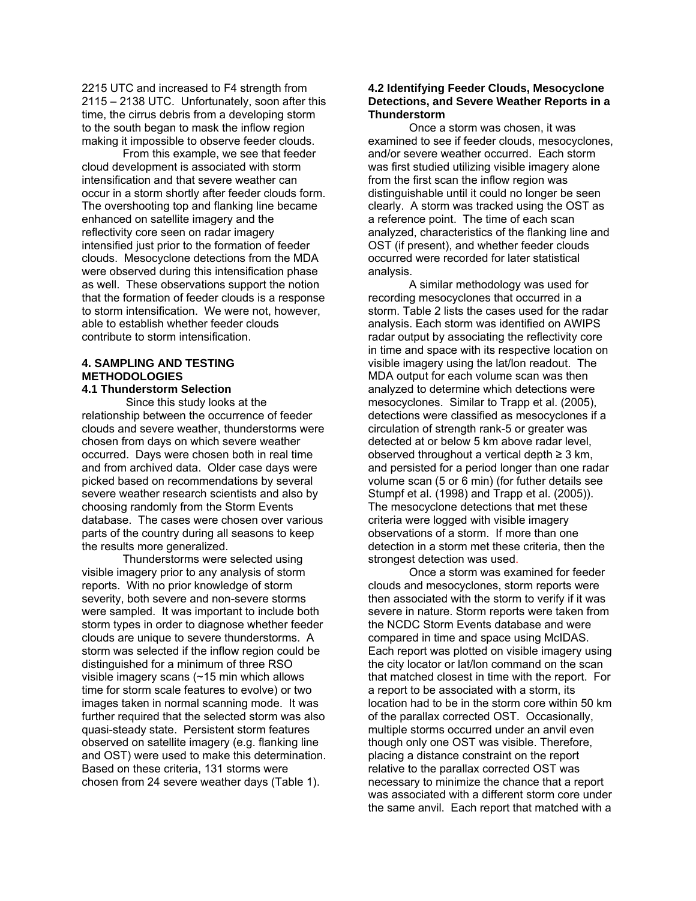2215 UTC and increased to F4 strength from 2115 – 2138 UTC. Unfortunately, soon after this time, the cirrus debris from a developing storm to the south began to mask the inflow region making it impossible to observe feeder clouds.

From this example, we see that feeder cloud development is associated with storm intensification and that severe weather can occur in a storm shortly after feeder clouds form. The overshooting top and flanking line became enhanced on satellite imagery and the reflectivity core seen on radar imagery intensified just prior to the formation of feeder clouds. Mesocyclone detections from the MDA were observed during this intensification phase as well. These observations support the notion that the formation of feeder clouds is a response to storm intensification. We were not, however, able to establish whether feeder clouds contribute to storm intensification.

## 4. SAMPLING AND TESTING METHODOLOGIES

### 4.1 Thunderstorm Selection

Since this study looks at the relationship between the occurrence of feeder clouds and severe weather, thunderstorms were chosen from days on which severe weather occurred. Days were chosen both in real time and from archived data. Older case days were picked based on recommendations by several severe weather research scientists and also by choosing randomly from the Storm Events database. The cases were chosen over various parts of the country during all seasons to keep the results more generalized.

Thunderstorms were selected using visible imagery prior to any analysis of storm reports. With no prior knowledge of storm severity, both severe and non-severe storms were sampled. It was important to include both storm types in order to diagnose whether feeder clouds are unique to severe thunderstorms. A storm was selected if the inflow region could be distinguished for a minimum of three RSO visible imagery scans (~15 min which allows time for storm scale features to evolve) or two images taken in normal scanning mode. It was further required that the selected storm was also quasi-steady state. Persistent storm features observed on satellite imagery (e.g. flanking line and OST) were used to make this determination. Based on these criteria, 131 storms were chosen from 24 severe weather days (Table 1).

### 4.2 Identifying Feeder Clouds, Mesocyclone Detections, and Severe Weather Reports in a Thunderstorm

Once a storm was chosen, it was examined to see if feeder clouds, mesocyclones, and/or severe weather occurred. Each storm was first studied utilizing visible imagery alone from the first scan the inflow region was distinguishable until it could no longer be seen clearly. A storm was tracked using the OST as a reference point. The time of each scan analyzed, characteristics of the flanking line and OST (if present), and whether feeder clouds occurred were recorded for later statistical analysis.

A similar methodology was used for recording mesocyclones that occurred in a storm. Table 2 lists the cases used for the radar analysis. Each storm was identified on AWIPS radar output by associating the reflectivity core in time and space with its respective location on visible imagery using the lat/lon readout. The MDA output for each volume scan was then analyzed to determine which detections were mesocyclones. Similar to Trapp et al. (2005), detections were classified as mesocyclones if a circulation of strength rank-5 or greater was detected at or below 5 km above radar level, observed throughout a vertical depth ≥ 3 km, and persisted for a period longer than one radar volume scan (5 or 6 min) (for futher details see Stumpf et al. (1998) and Trapp et al. (2005)). The mesocyclone detections that met these criteria were logged with visible imagery observations of a storm. If more than one detection in a storm met these criteria, then the strongest detection was used.

Once a storm was examined for feeder clouds and mesocyclones, storm reports were then associated with the storm to verify if it was severe in nature. Storm reports were taken from the NCDC Storm Events database and were compared in time and space using McIDAS. Each report was plotted on visible imagery using the city locator or lat/lon command on the scan that matched closest in time with the report. For a report to be associated with a storm, its location had to be in the storm core within 50 km of the parallax corrected OST. Occasionally, multiple storms occurred under an anvil even though only one OST was visible. Therefore, placing a distance constraint on the report relative to the parallax corrected OST was necessary to minimize the chance that a report was associated with a different storm core under the same anvil. Each report that matched with a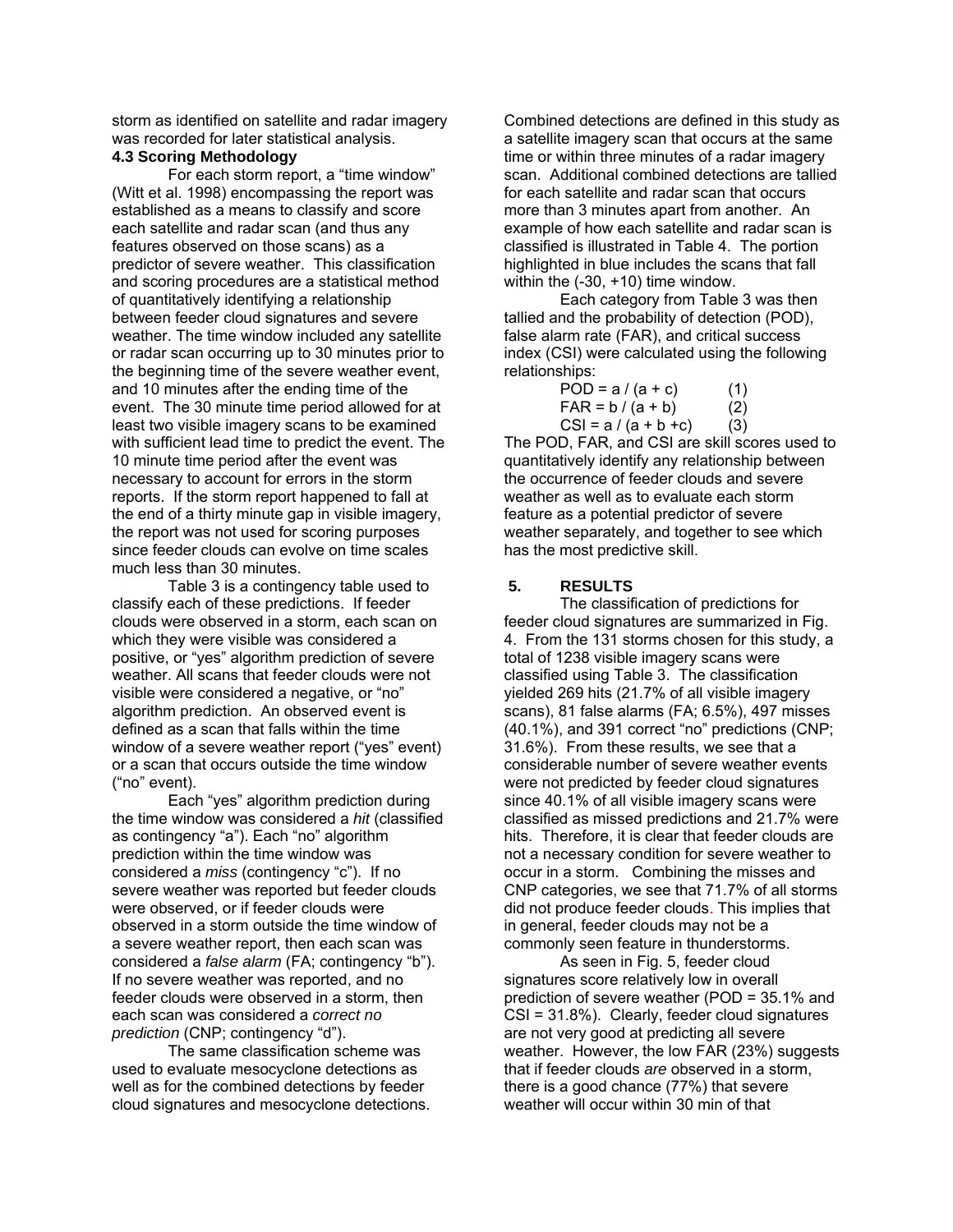storm as identified on satellite and radar imagery was recorded for later statistical analysis.

### 4.3 Scoring Methodology

For each storm report, a "time window" (Witt et al. 1998) encompassing the report was established as a means to classify and score each satellite and radar scan (and thus any features observed on those scans) as a predictor of severe weather. This classification and scoring procedures are a statistical method of quantitatively identifying a relationship between feeder cloud signatures and severe weather. The time window included any satellite or radar scan occurring up to 30 minutes prior to the beginning time of the severe weather event, and 10 minutes after the ending time of the event. The 30 minute time period allowed for at least two visible imagery scans to be examined with sufficient lead time to predict the event. The 10 minute time period after the event was necessary to account for errors in the storm reports. If the storm report happened to fall at the end of a thirty minute gap in visible imagery, the report was not used for scoring purposes since feeder clouds can evolve on time scales much less than 30 minutes.

Table 3 is a contingency table used to classify each of these predictions. If feeder clouds were observed in a storm, each scan on which they were visible was considered a positive, or "yes" algorithm prediction of severe weather. All scans that feeder clouds were not visible were considered a negative, or "no" algorithm prediction. An observed event is defined as a scan that falls within the time window of a severe weather report ("yes" event) or a scan that occurs outside the time window ("no" event).

Each "yes" algorithm prediction during the time window was considered a *hit* (classified as contingency "a"). Each "no" algorithm prediction within the time window was considered a *miss* (contingency "c"). If no severe weather was reported but feeder clouds were observed, or if feeder clouds were observed in a storm outside the time window of a severe weather report, then each scan was considered a *false alarm* (FA; contingency "b"). If no severe weather was reported, and no feeder clouds were observed in a storm, then each scan was considered a *correct no prediction* (CNP; contingency "d").

The same classification scheme was used to evaluate mesocyclone detections as well as for the combined detections by feeder cloud signatures and mesocyclone detections. Combined detections are defined in this study as a satellite imagery scan that occurs at the same time or within three minutes of a radar imagery scan. Additional combined detections are tallied for each satellite and radar scan that occurs more than 3 minutes apart from another. An example of how each satellite and radar scan is classified is illustrated in Table 4. The portion highlighted in blue includes the scans that fall within the (-30, +10) time window.

Each category from Table 3 was then tallied and the probability of detection (POD), false alarm rate (FAR), and critical success index (CSI) were calculated using the following relationships:

$$POD = a / (a + c) \qquad (1)$$

$$FAR = b / (a + b) \qquad (2)$$

$$CSI = a / (a + b + c) \qquad (3)$$

The POD, FAR, and CSI are skill scores used to quantitatively identify any relationship between the occurrence of feeder clouds and severe weather as well as to evaluate each storm feature as a potential predictor of severe weather separately, and together to see which has the most predictive skill.

## 5. RESULTS

The classification of predictions for feeder cloud signatures are summarized in Fig. 4. From the 131 storms chosen for this study, a total of 1238 visible imagery scans were classified using Table 3. The classification yielded 269 hits (21.7% of all visible imagery scans), 81 false alarms (FA; 6.5%), 497 misses (40.1%), and 391 correct "no" predictions (CNP; 31.6%). From these results, we see that a considerable number of severe weather events were not predicted by feeder cloud signatures since 40.1% of all visible imagery scans were classified as missed predictions and 21.7% were hits. Therefore, it is clear that feeder clouds are not a necessary condition for severe weather to occur in a storm. Combining the misses and CNP categories, we see that 71.7% of all storms did not produce feeder clouds. This implies that in general, feeder clouds may not be a commonly seen feature in thunderstorms.

As seen in Fig. 5, feeder cloud signatures score relatively low in overall prediction of severe weather (POD = 35.1% and CSI = 31.8%). Clearly, feeder cloud signatures are not very good at predicting all severe weather. However, the low FAR (23%) suggests that if feeder clouds *are* observed in a storm, there is a good chance (77%) that severe weather will occur within 30 min of that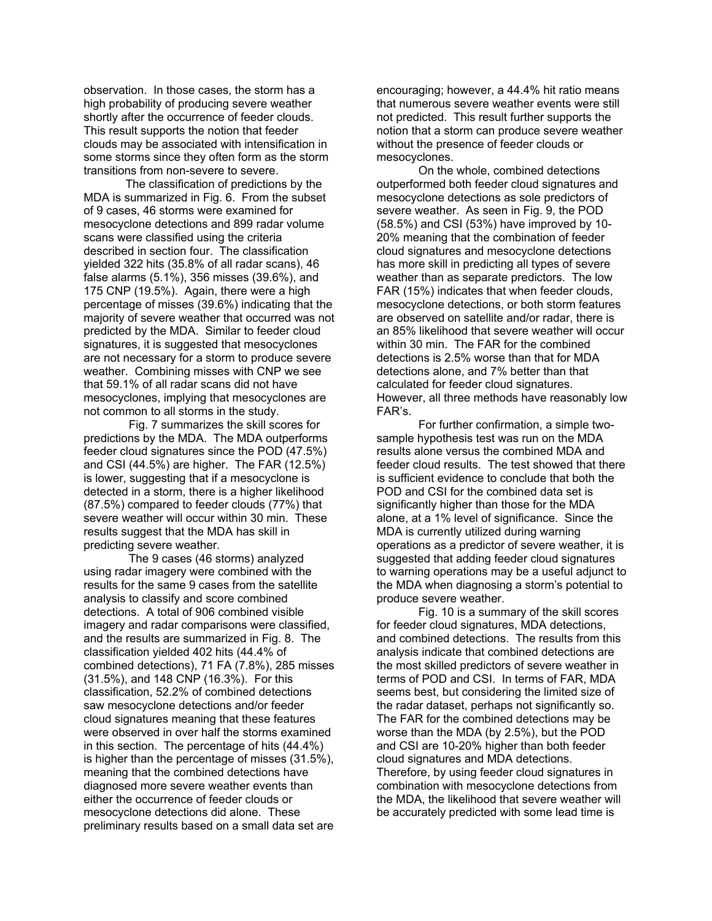observation. In those cases, the storm has a high probability of producing severe weather shortly after the occurrence of feeder clouds. This result supports the notion that feeder clouds may be associated with intensification in some storms since they often form as the storm transitions from non-severe to severe.

The classification of predictions by the MDA is summarized in Fig. 6. From the subset of 9 cases, 46 storms were examined for mesocyclone detections and 899 radar volume scans were classified using the criteria described in section four. The classification yielded 322 hits (35.8% of all radar scans), 46 false alarms (5.1%), 356 misses (39.6%), and 175 CNP (19.5%). Again, there were a high percentage of misses (39.6%) indicating that the majority of severe weather that occurred was not predicted by the MDA. Similar to feeder cloud signatures, it is suggested that mesocyclones are not necessary for a storm to produce severe weather. Combining misses with CNP we see that 59.1% of all radar scans did not have mesocyclones, implying that mesocyclones are not common to all storms in the study.

Fig. 7 summarizes the skill scores for predictions by the MDA. The MDA outperforms feeder cloud signatures since the POD (47.5%) and CSI (44.5%) are higher. The FAR (12.5%) is lower, suggesting that if a mesocyclone is detected in a storm, there is a higher likelihood (87.5%) compared to feeder clouds (77%) that severe weather will occur within 30 min. These results suggest that the MDA has skill in predicting severe weather.

The 9 cases (46 storms) analyzed using radar imagery were combined with the results for the same 9 cases from the satellite analysis to classify and score combined detections. A total of 906 combined visible imagery and radar comparisons were classified, and the results are summarized in Fig. 8. The classification yielded 402 hits (44.4% of combined detections), 71 FA (7.8%), 285 misses (31.5%), and 148 CNP (16.3%). For this classification, 52.2% of combined detections saw mesocyclone detections and/or feeder cloud signatures meaning that these features were observed in over half the storms examined in this section. The percentage of hits (44.4%) is higher than the percentage of misses (31.5%), meaning that the combined detections have diagnosed more severe weather events than either the occurrence of feeder clouds or mesocyclone detections did alone. These preliminary results based on a small data set are encouraging; however, a 44.4% hit ratio means that numerous severe weather events were still not predicted. This result further supports the notion that a storm can produce severe weather without the presence of feeder clouds or mesocyclones.

On the whole, combined detections outperformed both feeder cloud signatures and mesocyclone detections as sole predictors of severe weather. As seen in Fig. 9, the POD (58.5%) and CSI (53%) have improved by 10-20% meaning that the combination of feeder cloud signatures and mesocyclone detections has more skill in predicting all types of severe weather than as separate predictors. The low FAR (15%) indicates that when feeder clouds, mesocyclone detections, or both storm features are observed on satellite and/or radar, there is an 85% likelihood that severe weather will occur within 30 min. The FAR for the combined detections is 2.5% worse than that for MDA detections alone, and 7% better than that calculated for feeder cloud signatures. However, all three methods have reasonably low FAR's.

For further confirmation, a simple two-sample hypothesis test was run on the MDA results alone versus the combined MDA and feeder cloud results. The test showed that there is sufficient evidence to conclude that both the POD and CSI for the combined data set is significantly higher than those for the MDA alone, at a 1% level of significance. Since the MDA is currently utilized during warning operations as a predictor of severe weather, it is suggested that adding feeder cloud signatures to warning operations may be a useful adjunct to the MDA when diagnosing a storm's potential to produce severe weather.

Fig. 10 is a summary of the skill scores for feeder cloud signatures, MDA detections, and combined detections. The results from this analysis indicate that combined detections are the most skilled predictors of severe weather in terms of POD and CSI. In terms of FAR, MDA seems best, but considering the limited size of the radar dataset, perhaps not significantly so. The FAR for the combined detections may be worse than the MDA (by 2.5%), but the POD and CSI are 10-20% higher than both feeder cloud signatures and MDA detections. Therefore, by using feeder cloud signatures in combination with mesocyclone detections from the MDA, the likelihood that severe weather will be accurately predicted with some lead time is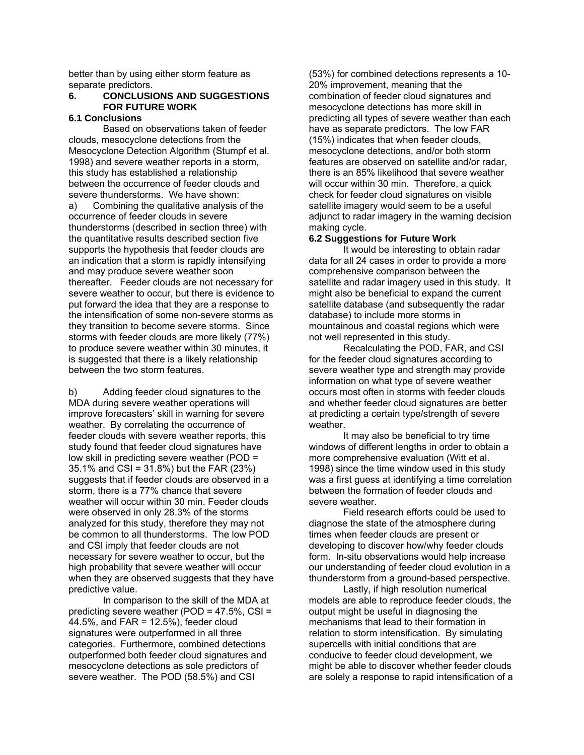better than by using either storm feature as separate predictors.

## 6. CONCLUSIONS AND SUGGESTIONS FOR FUTURE WORK

### 6.1 Conclusions

Based on observations taken of feeder clouds, mesocyclone detections from the Mesocyclone Detection Algorithm (Stumpf et al. 1998) and severe weather reports in a storm, this study has established a relationship between the occurrence of feeder clouds and severe thunderstorms. We have shown:

a) Combining the qualitative analysis of the occurrence of feeder clouds in severe thunderstorms (described in section three) with the quantitative results described section five supports the hypothesis that feeder clouds are an indication that a storm is rapidly intensifying and may produce severe weather soon thereafter. Feeder clouds are not necessary for severe weather to occur, but there is evidence to put forward the idea that they are a response to the intensification of some non-severe storms as they transition to become severe storms. Since storms with feeder clouds are more likely (77%) to produce severe weather within 30 minutes, it is suggested that there is a likely relationship between the two storm features.

b) Adding feeder cloud signatures to the MDA during severe weather operations will improve forecasters' skill in warning for severe weather. By correlating the occurrence of feeder clouds with severe weather reports, this study found that feeder cloud signatures have low skill in predicting severe weather (POD = 35.1% and CSI = 31.8%) but the FAR (23%) suggests that if feeder clouds are observed in a storm, there is a 77% chance that severe weather will occur within 30 min. Feeder clouds were observed in only 28.3% of the storms analyzed for this study, therefore they may not be common to all thunderstorms. The low POD and CSI imply that feeder clouds are not necessary for severe weather to occur, but the high probability that severe weather will occur when they are observed suggests that they have predictive value.

In comparison to the skill of the MDA at predicting severe weather (POD = 47.5%, CSI = 44.5%, and FAR = 12.5%), feeder cloud signatures were outperformed in all three categories. Furthermore, combined detections outperformed both feeder cloud signatures and mesocyclone detections as sole predictors of severe weather. The POD (58.5%) and CSI (53%) for combined detections represents a 10-20% improvement, meaning that the combination of feeder cloud signatures and mesocyclone detections has more skill in predicting all types of severe weather than each have as separate predictors. The low FAR (15%) indicates that when feeder clouds, mesocyclone detections, and/or both storm features are observed on satellite and/or radar, there is an 85% likelihood that severe weather will occur within 30 min. Therefore, a quick check for feeder cloud signatures on visible satellite imagery would seem to be a useful adjunct to radar imagery in the warning decision making cycle.

### 6.2 Suggestions for Future Work

It would be interesting to obtain radar data for all 24 cases in order to provide a more comprehensive comparison between the satellite and radar imagery used in this study. It might also be beneficial to expand the current satellite database (and subsequently the radar database) to include more storms in mountainous and coastal regions which were not well represented in this study.

Recalculating the POD, FAR, and CSI for the feeder cloud signatures according to severe weather type and strength may provide information on what type of severe weather occurs most often in storms with feeder clouds and whether feeder cloud signatures are better at predicting a certain type/strength of severe weather.

It may also be beneficial to try time windows of different lengths in order to obtain a more comprehensive evaluation (Witt et al. 1998) since the time window used in this study was a first guess at identifying a time correlation between the formation of feeder clouds and severe weather.

Field research efforts could be used to diagnose the state of the atmosphere during times when feeder clouds are present or developing to discover how/why feeder clouds form. In-situ observations would help increase our understanding of feeder cloud evolution in a thunderstorm from a ground-based perspective.

Lastly, if high resolution numerical models are able to reproduce feeder clouds, the output might be useful in diagnosing the mechanisms that lead to their formation in relation to storm intensification. By simulating supercells with initial conditions that are conducive to feeder cloud development, we might be able to discover whether feeder clouds are solely a response to rapid intensification of a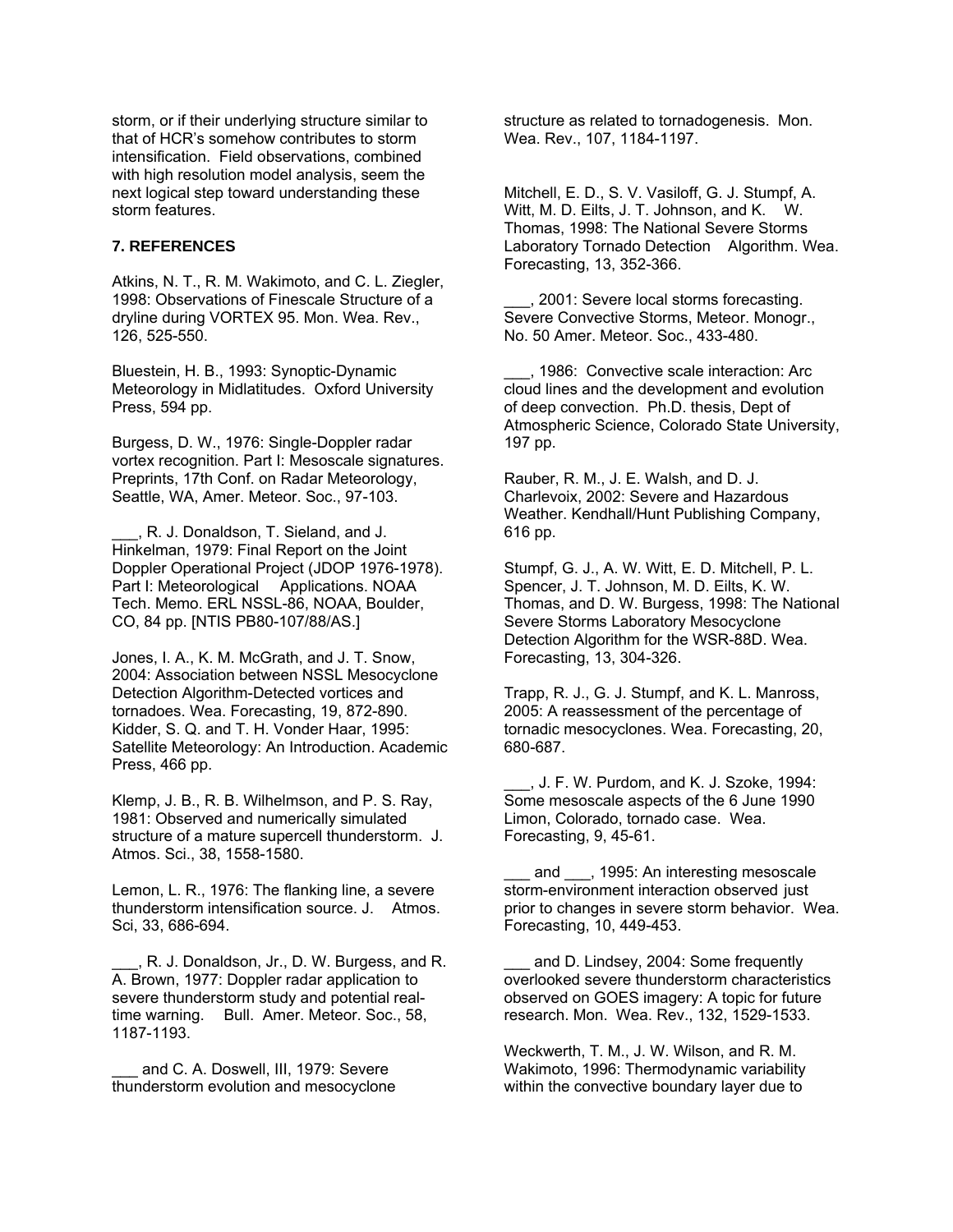storm, or if their underlying structure similar to that of HCR's somehow contributes to storm intensification. Field observations, combined with high resolution model analysis, seem the next logical step toward understanding these storm features.

## 7. REFERENCES

Atkins, N. T., R. M. Wakimoto, and C. L. Ziegler, 1998: Observations of Finescale Structure of a dryline during VORTEX 95. Mon. Wea. Rev., 126, 525-550.

Bluestein, H. B., 1993: Synoptic-Dynamic Meteorology in Midlatitudes. Oxford University Press, 594 pp.

Burgess, D. W., 1976: Single-Doppler radar vortex recognition. Part I: Mesoscale signatures. Preprints, 17th Conf. on Radar Meteorology, Seattle, WA, Amer. Meteor. Soc., 97-103.

___, R. J. Donaldson, T. Sieland, and J. Hinkelman, 1979: Final Report on the Joint Doppler Operational Project (JDOP 1976-1978). Part I: Meteorological Applications. NOAA Tech. Memo. ERL NSSL-86, NOAA, Boulder, CO, 84 pp. [NTIS PB80-107/88/AS.]

Jones, I. A., K. M. McGrath, and J. T. Snow, 2004: Association between NSSL Mesocyclone Detection Algorithm-Detected vortices and tornadoes. Wea. Forecasting, 19, 872-890.

Kidder, S. Q. and T. H. Vonder Haar, 1995: Satellite Meteorology: An Introduction. Academic Press, 466 pp.

Klemp, J. B., R. B. Wilhelmson, and P. S. Ray, 1981: Observed and numerically simulated structure of a mature supercell thunderstorm. J. Atmos. Sci., 38, 1558-1580.

Lemon, L. R., 1976: The flanking line, a severe thunderstorm intensification source. J. Atmos. Sci, 33, 686-694.

___, R. J. Donaldson, Jr., D. W. Burgess, and R. A. Brown, 1977: Doppler radar application to severe thunderstorm study and potential real-time warning. Bull. Amer. Meteor. Soc., 58, 1187-1193.

___ and C. A. Doswell, III, 1979: Severe thunderstorm evolution and mesocyclone structure as related to tornadogenesis. Mon. Wea. Rev., 107, 1184-1197.

Mitchell, E. D., S. V. Vasiloff, G. J. Stumpf, A. Witt, M. D. Eilts, J. T. Johnson, and K. W. Thomas, 1998: The National Severe Storms Laboratory Tornado Detection Algorithm. Wea. Forecasting, 13, 352-366.

___, 2001: Severe local storms forecasting. Severe Convective Storms, Meteor. Monogr., No. 50 Amer. Meteor. Soc., 433-480.

___, 1986: Convective scale interaction: Arc cloud lines and the development and evolution of deep convection. Ph.D. thesis, Dept of Atmospheric Science, Colorado State University, 197 pp.

Rauber, R. M., J. E. Walsh, and D. J. Charlevoix, 2002: Severe and Hazardous Weather. Kendhall/Hunt Publishing Company, 616 pp.

Stumpf, G. J., A. W. Witt, E. D. Mitchell, P. L. Spencer, J. T. Johnson, M. D. Eilts, K. W. Thomas, and D. W. Burgess, 1998: The National Severe Storms Laboratory Mesocyclone Detection Algorithm for the WSR-88D. Wea. Forecasting, 13, 304-326.

Trapp, R. J., G. J. Stumpf, and K. L. Manross, 2005: A reassessment of the percentage of tornadic mesocyclones. Wea. Forecasting, 20, 680-687.

___, J. F. W. Purdom, and K. J. Szoke, 1994: Some mesoscale aspects of the 6 June 1990 Limon, Colorado, tornado case. Wea. Forecasting, 9, 45-61.

___ and ___, 1995: An interesting mesoscale storm-environment interaction observed just prior to changes in severe storm behavior. Wea. Forecasting, 10, 449-453.

___ and D. Lindsey, 2004: Some frequently overlooked severe thunderstorm characteristics observed on GOES imagery: A topic for future research. Mon. Wea. Rev., 132, 1529-1533.

Weckwerth, T. M., J. W. Wilson, and R. M. Wakimoto, 1996: Thermodynamic variability within the convective boundary layer due to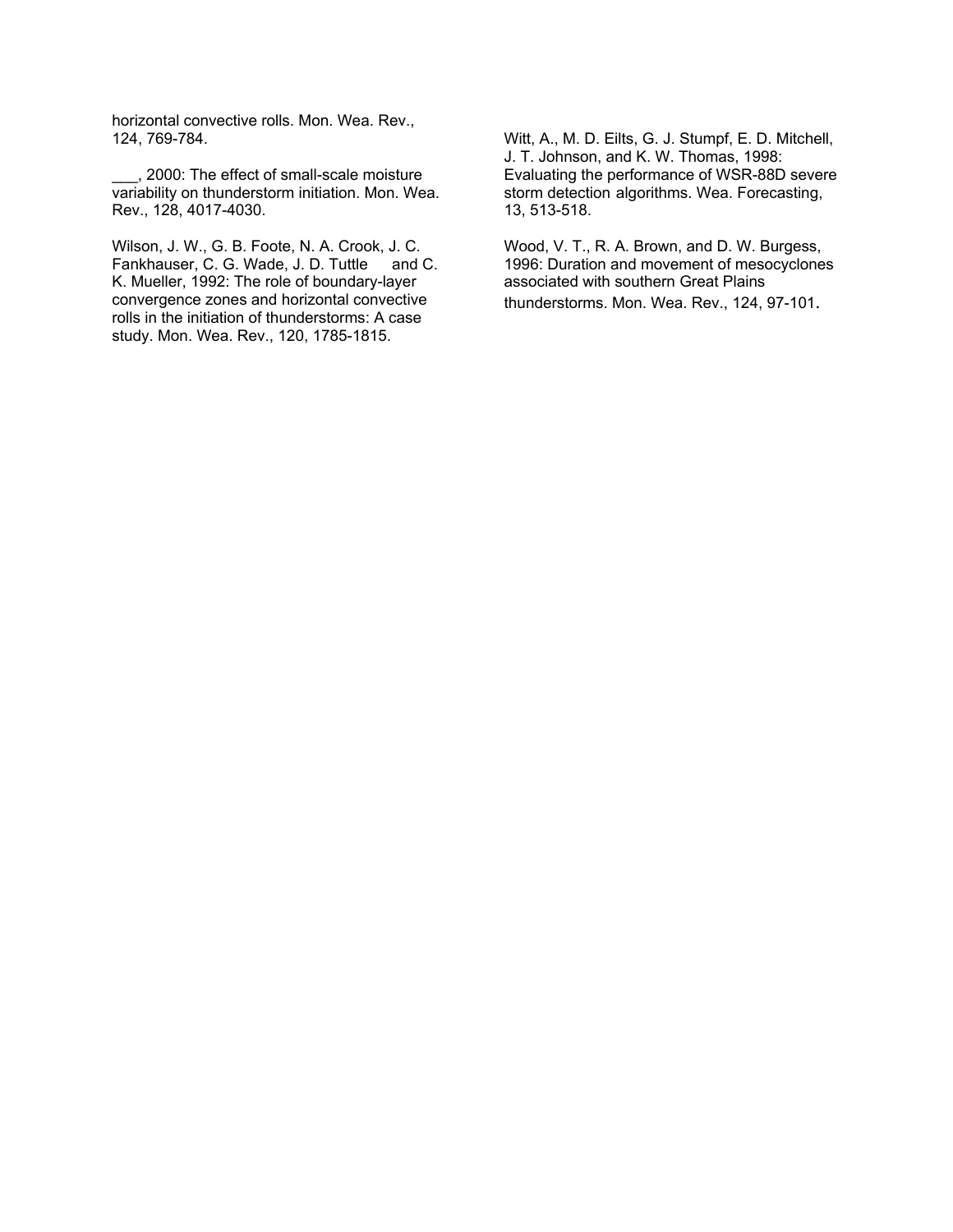horizontal convective rolls. Mon. Wea. Rev., 124, 769-784.

___, 2000: The effect of small-scale moisture variability on thunderstorm initiation. Mon. Wea. Rev., 128, 4017-4030.

Wilson, J. W., G. B. Foote, N. A. Crook, J. C. Fankhauser, C. G. Wade, J. D. Tuttle and C. K. Mueller, 1992: The role of boundary-layer convergence zones and horizontal convective rolls in the initiation of thunderstorms: A case study. Mon. Wea. Rev., 120, 1785-1815.

Witt, A., M. D. Eilts, G. J. Stumpf, E. D. Mitchell, J. T. Johnson, and K. W. Thomas, 1998: Evaluating the performance of WSR-88D severe storm detection algorithms. Wea. Forecasting, 13, 513-518.

Wood, V. T., R. A. Brown, and D. W. Burgess, 1996: Duration and movement of mesocyclones associated with southern Great Plains thunderstorms. Mon. Wea. Rev., 124, 97-101.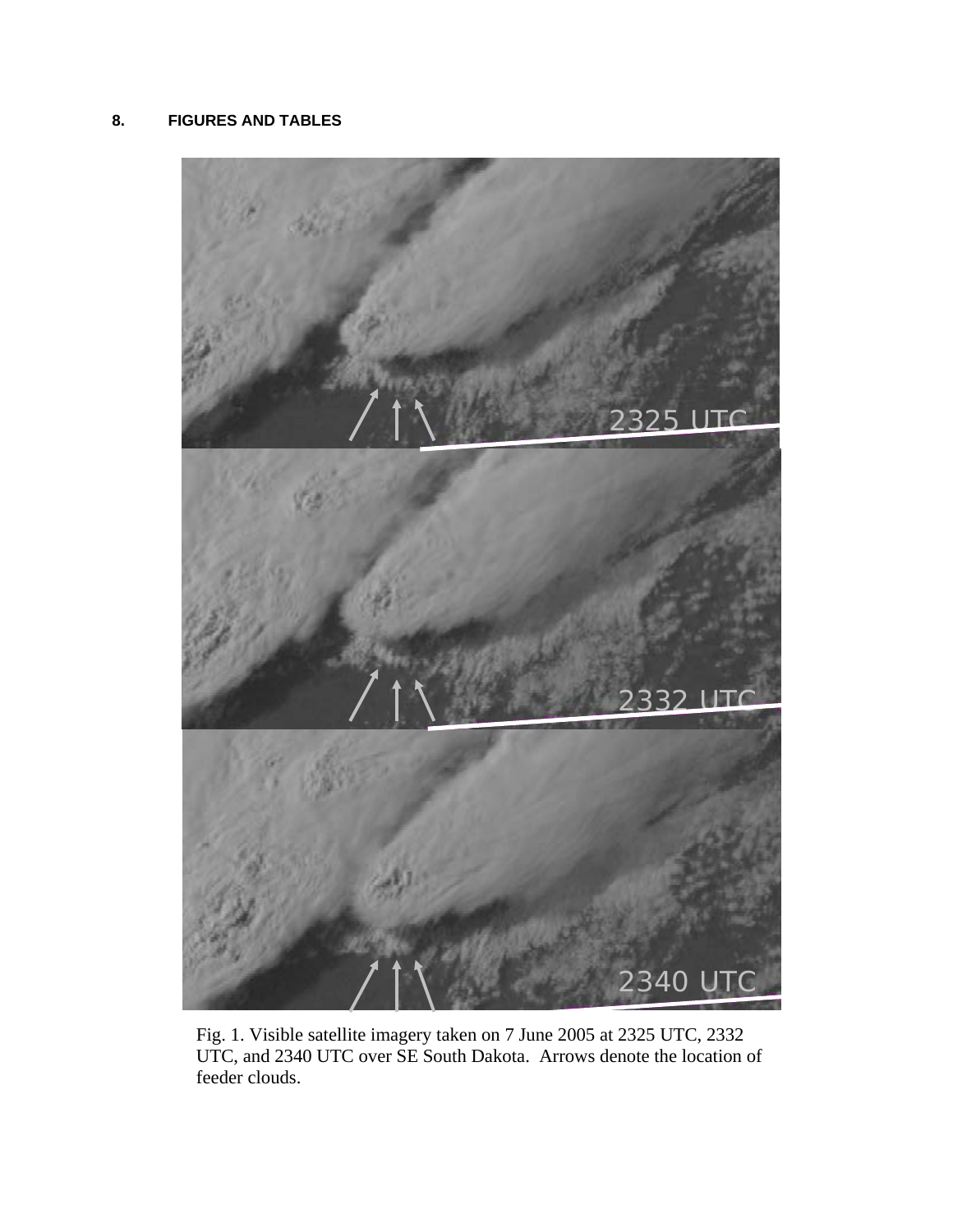## 8. FIGURES AND TABLES

Fig. 1. Visible satellite imagery taken on 7 June 2005 at 2325 UTC, 2332 UTC, and 2340 UTC over SE South Dakota. Arrows denote the location of feeder clouds.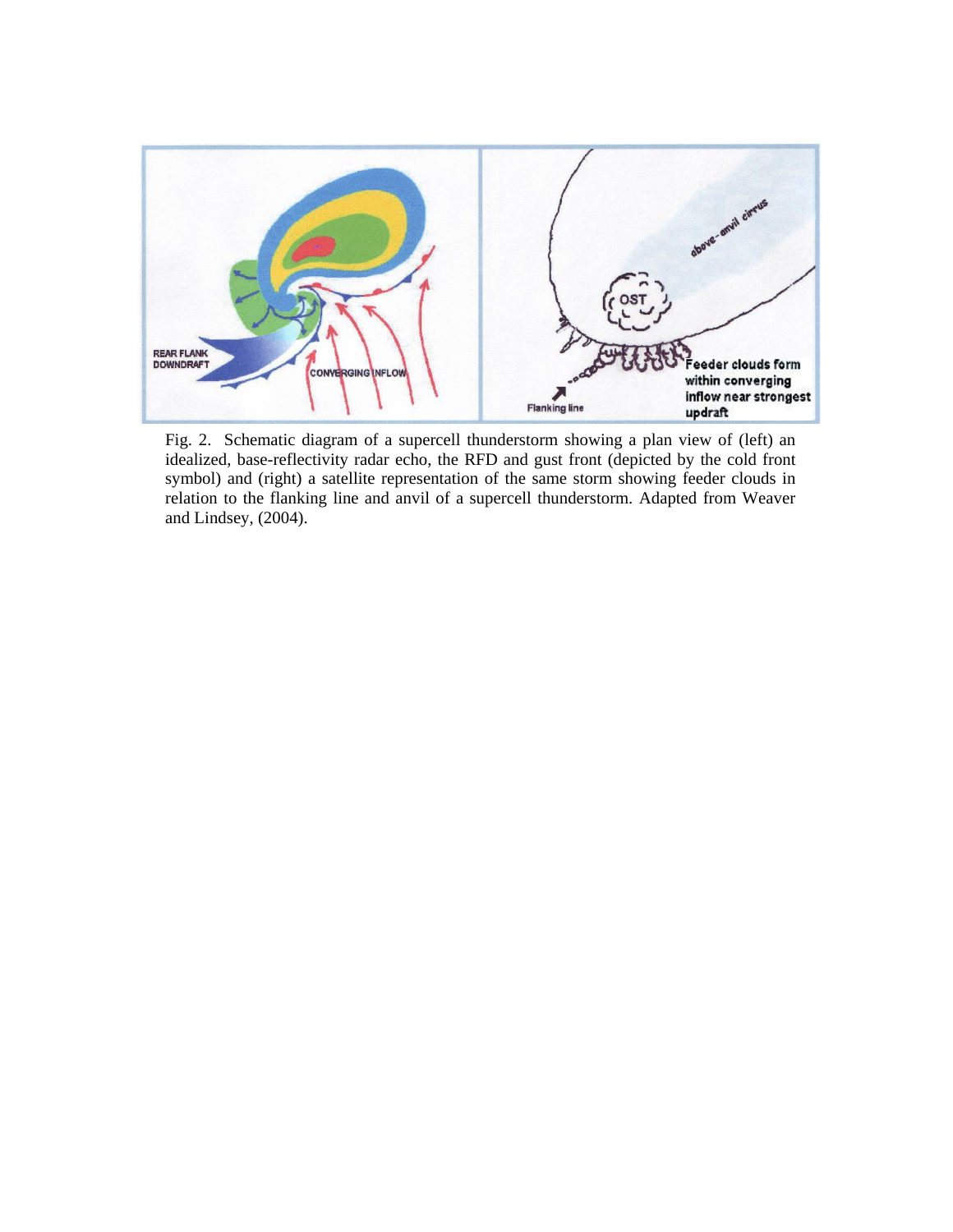Fig. 2. Schematic diagram of a supercell thunderstorm showing a plan view of (left) an idealized, base-reflectivity radar echo, the RFD and gust front (depicted by the cold front symbol) and (right) a satellite representation of the same storm showing feeder clouds in relation to the flanking line and anvil of a supercell thunderstorm. Adapted from Weaver and Lindsey, (2004).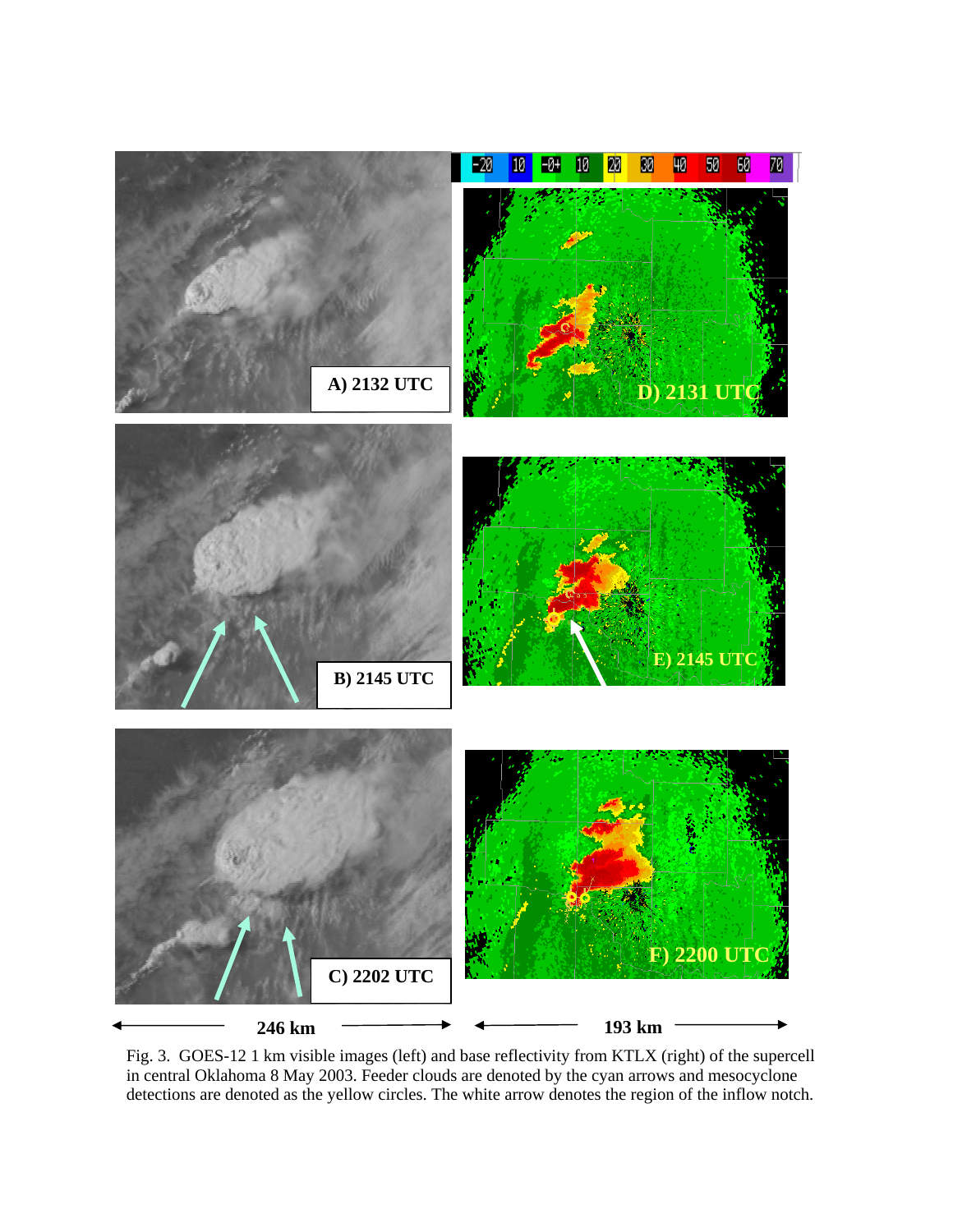Fig. 3. GOES-12 1 km visible images (left) and base reflectivity from KTLX (right) of the supercell in central Oklahoma 8 May 2003. Feeder clouds are denoted by the cyan arrows and mesocyclone detections are denoted as the yellow circles. The white arrow denotes the region of the inflow notch.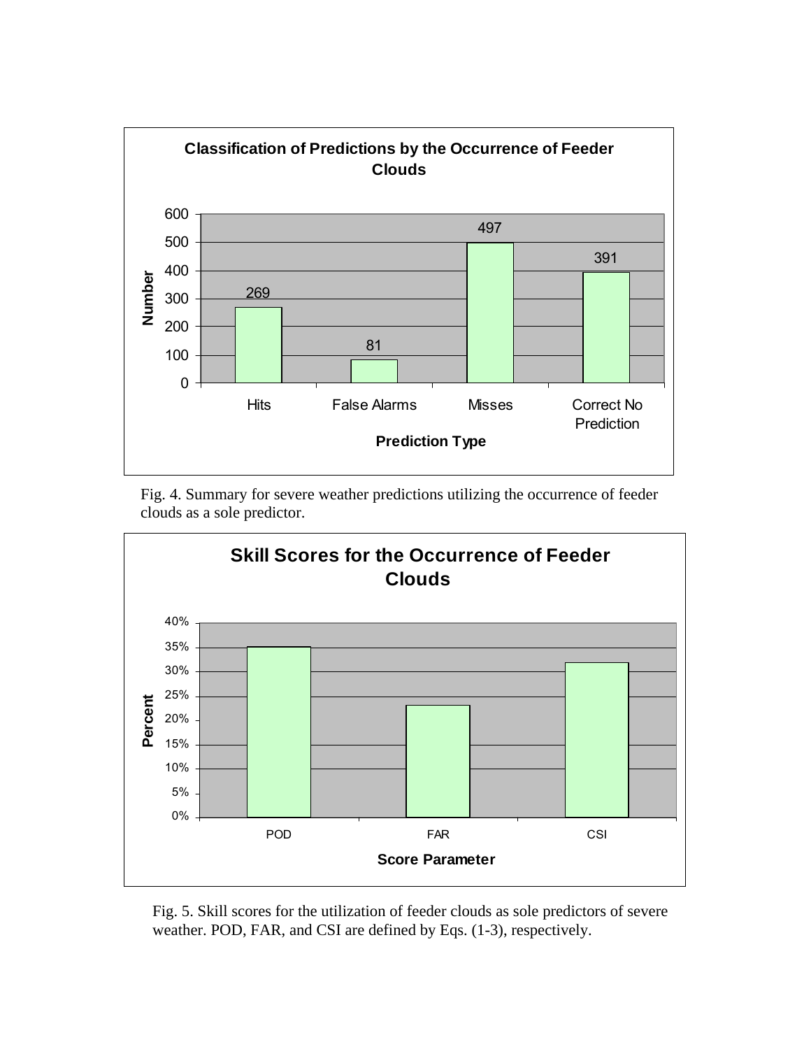Fig. 4. Summary for severe weather predictions utilizing the occurrence of feeder clouds as a sole predictor.

Fig. 5. Skill scores for the utilization of feeder clouds as sole predictors of severe weather. POD, FAR, and CSI are defined by Eqs. (1-3), respectively.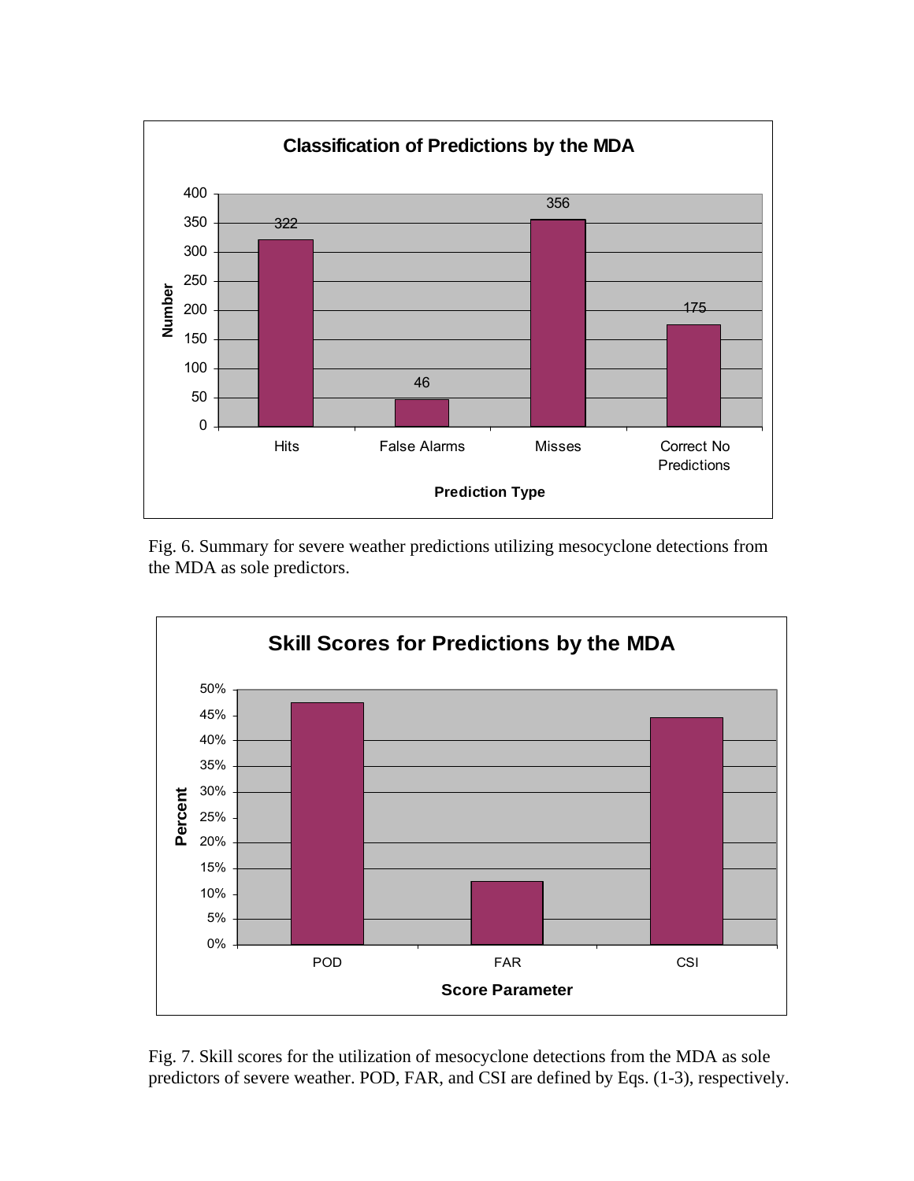Fig. 6. Summary for severe weather predictions utilizing mesocyclone detections from the MDA as sole predictors.

Fig. 7. Skill scores for the utilization of mesocyclone detections from the MDA as sole predictors of severe weather. POD, FAR, and CSI are defined by Eqs. (1-3), respectively.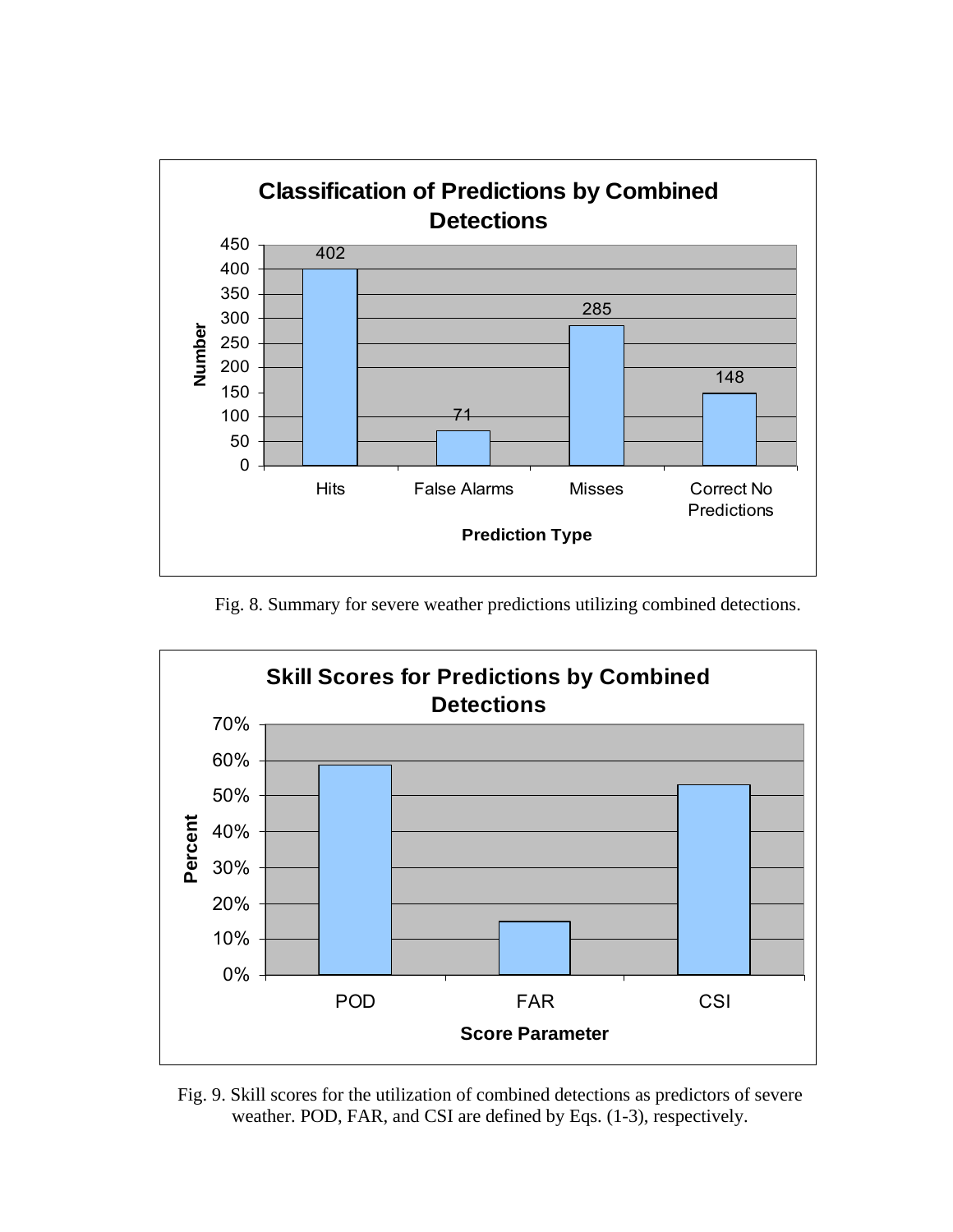Fig. 8. Summary for severe weather predictions utilizing combined detections.

Fig. 9. Skill scores for the utilization of combined detections as predictors of severe weather. POD, FAR, and CSI are defined by Eqs. (1-3), respectively.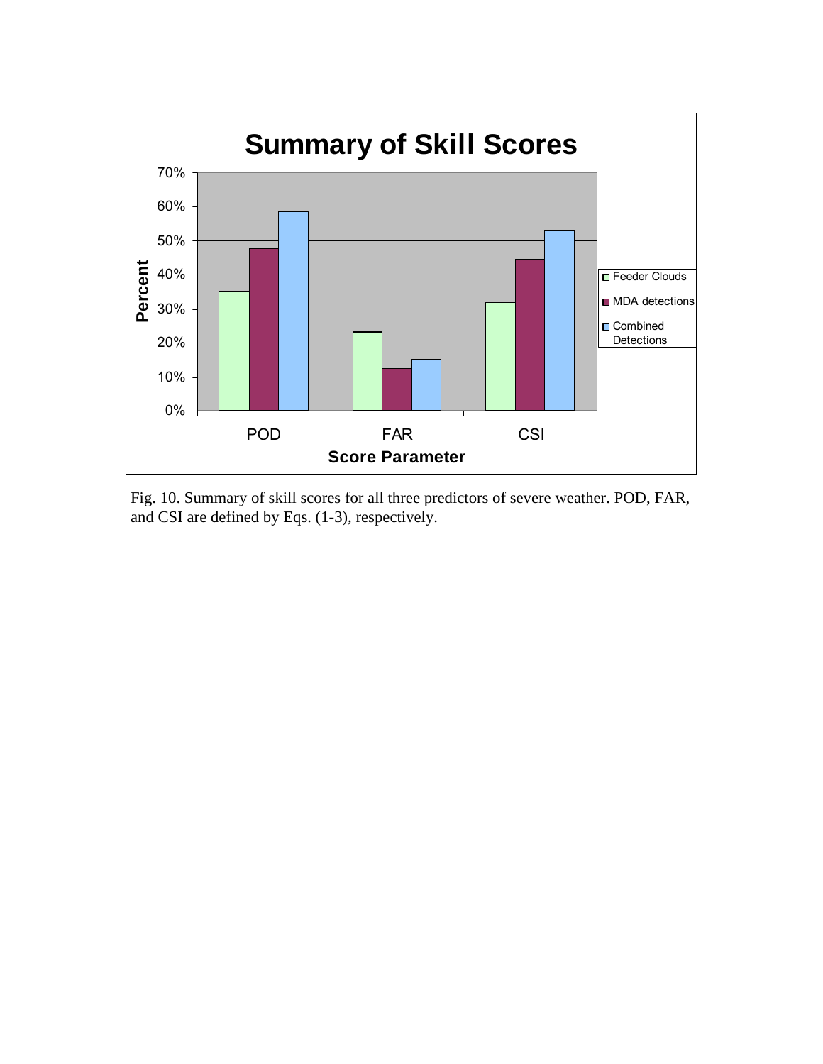Fig. 10. Summary of skill scores for all three predictors of severe weather. POD, FAR, and CSI are defined by Eqs. (1-3), respectively.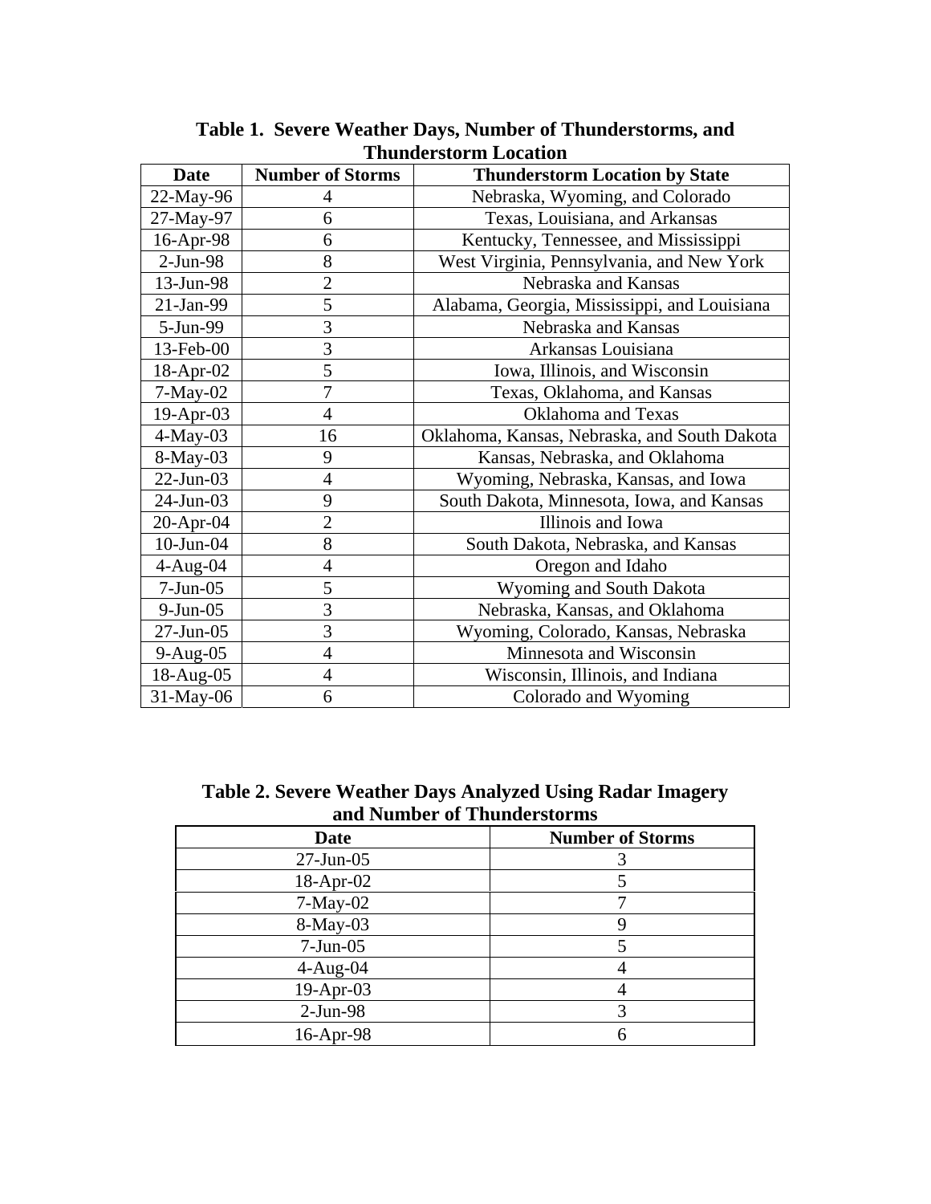**Table 1. Severe Weather Days, Number of Thunderstorms, and Thunderstorm Location**

| Date | Number of Storms | Thunderstorm Location by State |
| --- | --- | --- |
| 22-May-96 | 4 | Nebraska, Wyoming, and Colorado |
| 27-May-97 | 6 | Texas, Louisiana, and Arkansas |
| 16-Apr-98 | 6 | Kentucky, Tennessee, and Mississippi |
| 2-Jun-98 | 8 | West Virginia, Pennsylvania, and New York |
| 13-Jun-98 | 2 | Nebraska and Kansas |
| 21-Jan-99 | 5 | Alabama, Georgia, Mississippi, and Louisiana |
| 5-Jun-99 | 3 | Nebraska and Kansas |
| 13-Feb-00 | 3 | Arkansas Louisiana |
| 18-Apr-02 | 5 | Iowa, Illinois, and Wisconsin |
| 7-May-02 | 7 | Texas, Oklahoma, and Kansas |
| 19-Apr-03 | 4 | Oklahoma and Texas |
| 4-May-03 | 16 | Oklahoma, Kansas, Nebraska, and South Dakota |
| 8-May-03 | 9 | Kansas, Nebraska, and Oklahoma |
| 22-Jun-03 | 4 | Wyoming, Nebraska, Kansas, and Iowa |
| 24-Jun-03 | 9 | South Dakota, Minnesota, Iowa, and Kansas |
| 20-Apr-04 | 2 | Illinois and Iowa |
| 10-Jun-04 | 8 | South Dakota, Nebraska, and Kansas |
| 4-Aug-04 | 4 | Oregon and Idaho |
| 7-Jun-05 | 5 | Wyoming and South Dakota |
| 9-Jun-05 | 3 | Nebraska, Kansas, and Oklahoma |
| 27-Jun-05 | 3 | Wyoming, Colorado, Kansas, Nebraska |
| 9-Aug-05 | 4 | Minnesota and Wisconsin |
| 18-Aug-05 | 4 | Wisconsin, Illinois, and Indiana |
| 31-May-06 | 6 | Colorado and Wyoming |

**Table 2. Severe Weather Days Analyzed Using Radar Imagery and Number of Thunderstorms**

| Date | Number of Storms |
| --- | --- |
| 27-Jun-05 | 3 |
| 18-Apr-02 | 5 |
| 7-May-02 | 7 |
| 8-May-03 | 9 |
| 7-Jun-05 | 5 |
| 4-Aug-04 | 4 |
| 19-Apr-03 | 4 |
| 2-Jun-98 | 3 |
| 16-Apr-98 | 6 |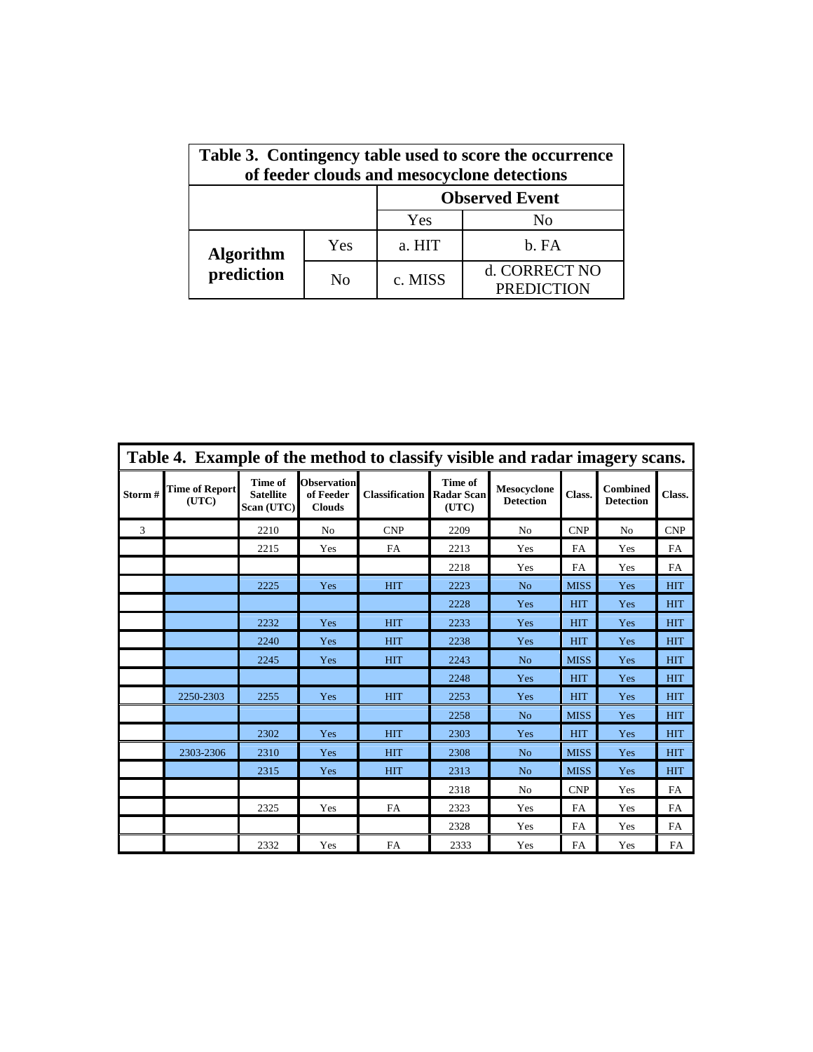**Table 3. Contingency table used to score the occurrence of feeder clouds and mesocyclone detections**

| | | Observed Event | |
|---|---|---|---|
| | | Yes | No |
| Algorithm prediction | Yes | a. HIT | b. FA |
| | No | c. MISS | d. CORRECT NO PREDICTION |

**Table 4. Example of the method to classify visible and radar imagery scans.**

| Storm # | Time of Report (UTC) | Time of Satellite Scan (UTC) | Observation of Feeder Clouds | Classification | Time of Radar Scan (UTC) | Mesocyclone Detection | Class. | Combined Detection | Class. |
|---|---|---|---|---|---|---|---|---|---|
| 3 | | 2210 | No | CNP | 2209 | No | CNP | No | CNP |
| | | 2215 | Yes | FA | 2213 | Yes | FA | Yes | FA |
| | | | | | 2218 | Yes | FA | Yes | FA |
| | | 2225 | Yes | HIT | 2223 | No | MISS | Yes | HIT |
| | | | | | 2228 | Yes | HIT | Yes | HIT |
| | | 2232 | Yes | HIT | 2233 | Yes | HIT | Yes | HIT |
| | | 2240 | Yes | HIT | 2238 | Yes | HIT | Yes | HIT |
| | | 2245 | Yes | HIT | 2243 | No | MISS | Yes | HIT |
| | | | | | 2248 | Yes | HIT | Yes | HIT |
| | 2250-2303 | 2255 | Yes | HIT | 2253 | Yes | HIT | Yes | HIT |
| | | | | | 2258 | No | MISS | Yes | HIT |
| | | 2302 | Yes | HIT | 2303 | Yes | HIT | Yes | HIT |
| | 2303-2306 | 2310 | Yes | HIT | 2308 | No | MISS | Yes | HIT |
| | | 2315 | Yes | HIT | 2313 | No | MISS | Yes | HIT |
| | | | | | 2318 | No | CNP | Yes | FA |
| | | 2325 | Yes | FA | 2323 | Yes | FA | Yes | FA |
| | | | | | 2328 | Yes | FA | Yes | FA |
| | | 2332 | Yes | FA | 2333 | Yes | FA | Yes | FA |